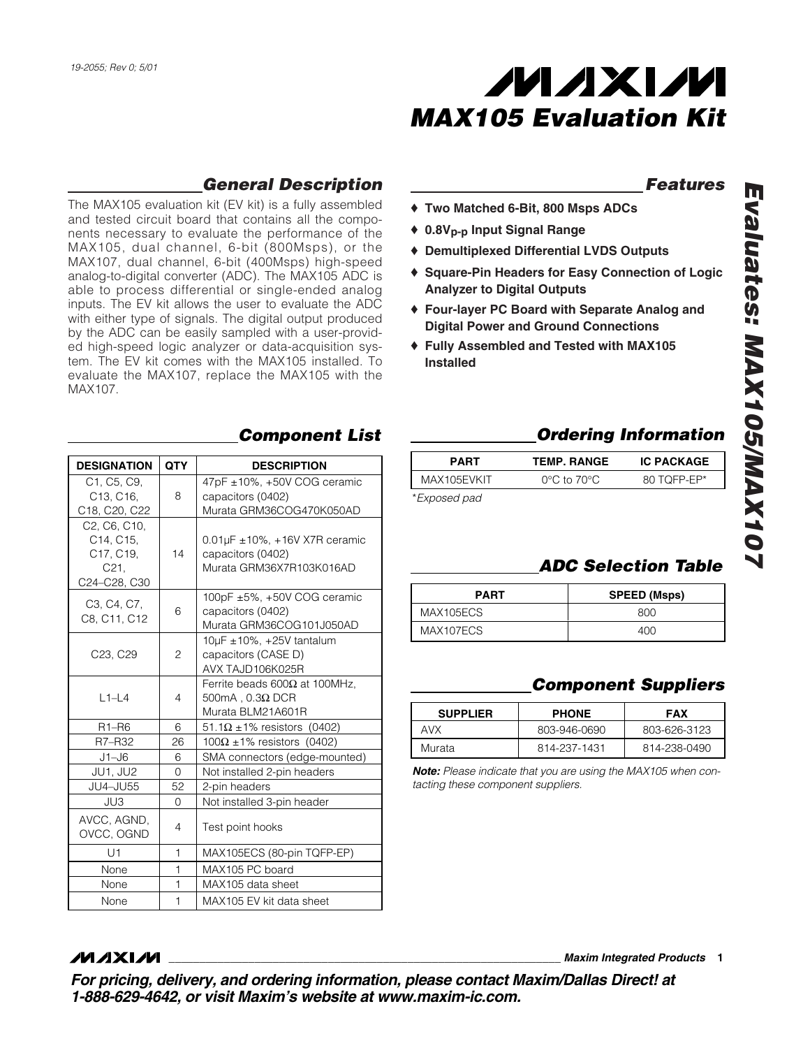# MAX105 Evaluation Kit

## General Description

The MAX105 evaluation kit (EV kit) is a fully assembled and tested circuit board that contains all the components necessary to evaluate the performance of the MAX105, dual channel, 6-bit (800Msps), or the MAX107, dual channel, 6-bit (400Msps) high-speed analog-to-digital converter (ADC). The MAX105 ADC is able to process differential or single-ended analog inputs. The EV kit allows the user to evaluate the ADC with either type of signals. The digital output produced by the ADC can be easily sampled with a user-provided high-speed logic analyzer or data-acquisition system. The EV kit comes with the MAX105 installed. To evaluate the MAX107, replace the MAX105 with the MAX107.

## Features

- ♦ Two Matched 6-Bit, 800 Msps ADCs
- ♦ $0.8V_{p-p}$ Input Signal Range
- ♦ Demultiplexed Differential LVDS Outputs
- ♦ Square-Pin Headers for Easy Connection of Logic Analyzer to Digital Outputs
- ♦ Four-layer PC Board with Separate Analog and Digital Power and Ground Connections
- ♦ Fully Assembled and Tested with MAX105 Installed

## Component List

| DESIGNATION | QTY | DESCRIPTION |
|---|---|---|
| C1, C5, C9, C13, C16, C18, C20, C22 | 8 | 47pF ±10%, +50V COG ceramic capacitors (0402) Murata GRM36COG470K050AD |
| C2, C6, C10, C14, C15, C17, C19, C21, C24–C28, C30 | 14 | 0.01µF ±10%, +16V X7R ceramic capacitors (0402) Murata GRM36X7R103K016AD |
| C3, C4, C7, C8, C11, C12 | 6 | 100pF ±5%, +50V COG ceramic capacitors (0402) Murata GRM36COG101J050AD |
| C23, C29 | 2 | 10µF ±10%, +25V tantalum capacitors (CASE D) AVX TAJD106K025R |
| L1–L4 | 4 | Ferrite beads 600Ω at 100MHz, 500mA , 0.3Ω DCR Murata BLM21A601R |
| R1–R6 | 6 | 51.1Ω ±1% resistors (0402) |
| R7–R32 | 26 | 100Ω ±1% resistors (0402) |
| J1–J6 | 6 | SMA connectors (edge-mounted) |
| JU1, JU2 | 0 | Not installed 2-pin headers |
| JU4–JU55 | 52 | 2-pin headers |
| JU3 | 0 | Not installed 3-pin header |
| AVCC, AGND, OVCC, OGND | 4 | Test point hooks |
| U1 | 1 | MAX105ECS (80-pin TQFP-EP) |
| None | 1 | MAX105 PC board |
| None | 1 | MAX105 data sheet |
| None | 1 | MAX105 EV kit data sheet |

## Ordering Information

| PART | TEMP. RANGE | IC PACKAGE |
|---|---|---|
| MAX105EVKIT | 0°C to 70°C | 80 TQFP-EP* |

*Exposed pad

## ADC Selection Table

| PART | SPEED (Msps) |
|---|---|
| MAX105ECS | 800 |
| MAX107ECS | 400 |

## Component Suppliers

| SUPPLIER | PHONE | FAX |
|---|---|---|
| AVX | 803-946-0690 | 803-626-3123 |
| Murata | 814-237-1431 | 814-238-0490 |

***Note:** Please indicate that you are using the MAX105 when contacting these component suppliers.*

***For pricing, delivery, and ordering information, please contact Maxim/Dallas Direct! at 1-888-629-4642, or visit Maxim's website at www.maxim-ic.com.***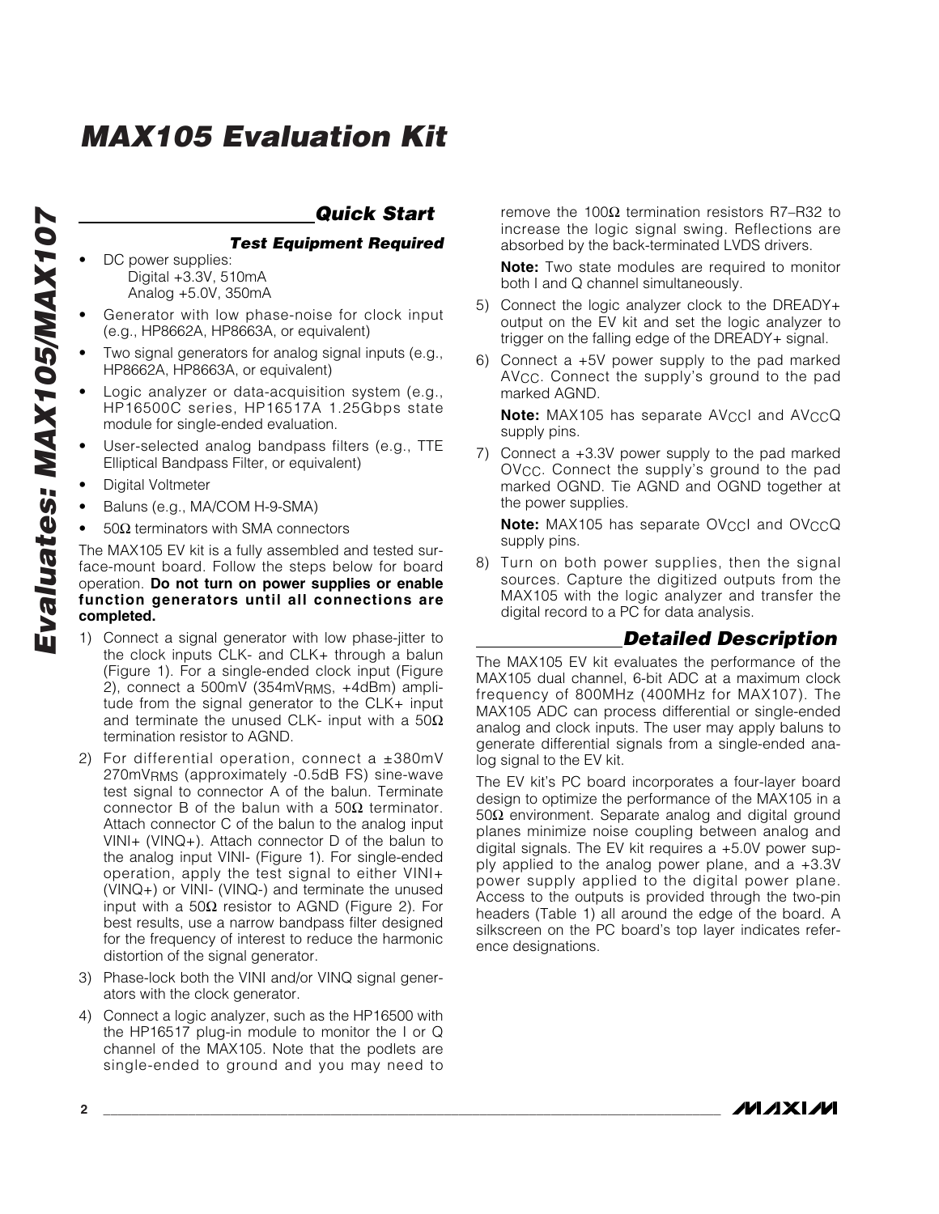# MAX105 Evaluation Kit

## Quick Start

### Test Equipment Required

- DC power supplies:
  Digital +3.3V, 510mA
  Analog +5.0V, 350mA
- Generator with low phase-noise for clock input (e.g., HP8662A, HP8663A, or equivalent)
- Two signal generators for analog signal inputs (e.g., HP8662A, HP8663A, or equivalent)
- Logic analyzer or data-acquisition system (e.g., HP16500C series, HP16517A 1.25Gbps state module for single-ended evaluation.
- User-selected analog bandpass filters (e.g., TTE Elliptical Bandpass Filter, or equivalent)
- Digital Voltmeter
- Baluns (e.g., MA/COM H-9-SMA)
- 50Ω terminators with SMA connectors

The MAX105 EV kit is a fully assembled and tested surface-mount board. Follow the steps below for board operation. **Do not turn on power supplies or enable function generators until all connections are completed.**

1) Connect a signal generator with low phase-jitter to the clock inputs CLK- and CLK+ through a balun (Figure 1). For a single-ended clock input (Figure 2), connect a 500mV (354mV$_{RMS}$, +4dBm) amplitude from the signal generator to the CLK+ input and terminate the unused CLK- input with a 50Ω termination resistor to AGND.
2) For differential operation, connect a ±380mV 270mV$_{RMS}$ (approximately -0.5dB FS) sine-wave test signal to connector A of the balun. Terminate connector B of the balun with a 50Ω terminator. Attach connector C of the balun to the analog input VINI+ (VINQ+). Attach connector D of the balun to the analog input VINI- (Figure 1). For single-ended operation, apply the test signal to either VINI+ (VINQ+) or VINI- (VINQ-) and terminate the unused input with a 50Ω resistor to AGND (Figure 2). For best results, use a narrow bandpass filter designed for the frequency of interest to reduce the harmonic distortion of the signal generator.
3) Phase-lock both the VINI and/or VINQ signal generators with the clock generator.
4) Connect a logic analyzer, such as the HP16500 with the HP16517 plug-in module to monitor the I or Q channel of the MAX105. Note that the podlets are single-ended to ground and you may need to remove the 100Ω termination resistors R7–R32 to increase the logic signal swing. Reflections are absorbed by the back-terminated LVDS drivers.

   **Note:** Two state modules are required to monitor both I and Q channel simultaneously.
5) Connect the logic analyzer clock to the DREADY+ output on the EV kit and set the logic analyzer to trigger on the falling edge of the DREADY+ signal.
6) Connect a +5V power supply to the pad marked AV$_{CC}$. Connect the supply's ground to the pad marked AGND.

   **Note:** MAX105 has separate AV$_{CC}$I and AV$_{CC}$Q supply pins.
7) Connect a +3.3V power supply to the pad marked OV$_{CC}$. Connect the supply's ground to the pad marked OGND. Tie AGND and OGND together at the power supplies.

   **Note:** MAX105 has separate OV$_{CC}$I and OV$_{CC}$Q supply pins.
8) Turn on both power supplies, then the signal sources. Capture the digitized outputs from the MAX105 with the logic analyzer and transfer the digital record to a PC for data analysis.

## Detailed Description

The MAX105 EV kit evaluates the performance of the MAX105 dual channel, 6-bit ADC at a maximum clock frequency of 800MHz (400MHz for MAX107). The MAX105 ADC can process differential or single-ended analog and clock inputs. The user may apply baluns to generate differential signals from a single-ended analog signal to the EV kit.

The EV kit's PC board incorporates a four-layer board design to optimize the performance of the MAX105 in a 50Ω environment. Separate analog and digital ground planes minimize noise coupling between analog and digital signals. The EV kit requires a +5.0V power supply applied to the analog power plane, and a +3.3V power supply applied to the digital power plane. Access to the outputs is provided through the two-pin headers (Table 1) all around the edge of the board. A silkscreen on the PC board's top layer indicates reference designations.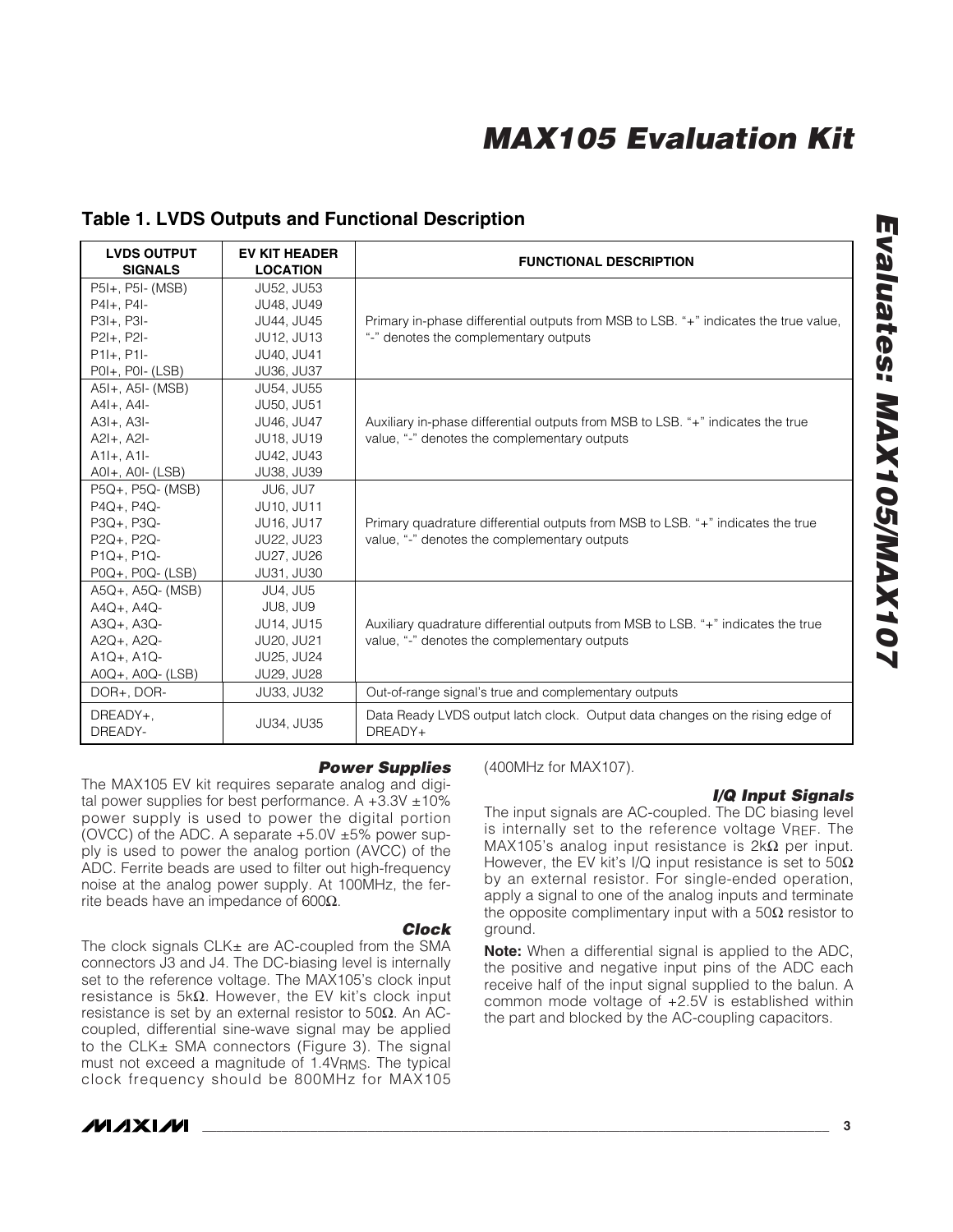## Table 1. LVDS Outputs and Functional Description

| LVDS OUTPUT SIGNALS | EV KIT HEADER LOCATION | FUNCTIONAL DESCRIPTION |
|---|---|---|
| P5I+, P5I- (MSB)<br>P4I+, P4I-<br>P3I+, P3I-<br>P2I+, P2I-<br>P1I+, P1I-<br>P0I+, P0I- (LSB) | JU52, JU53<br>JU48, JU49<br>JU44, JU45<br>JU12, JU13<br>JU40, JU41<br>JU36, JU37 | Primary in-phase differential outputs from MSB to LSB. "+" indicates the true value, "-" denotes the complementary outputs |
| A5I+, A5I- (MSB)<br>A4I+, A4I-<br>A3I+, A3I-<br>A2I+, A2I-<br>A1I+, A1I-<br>A0I+, A0I- (LSB) | JU54, JU55<br>JU50, JU51<br>JU46, JU47<br>JU18, JU19<br>JU42, JU43<br>JU38, JU39 | Auxiliary in-phase differential outputs from MSB to LSB. "+" indicates the true value, "-" denotes the complementary outputs |
| P5Q+, P5Q- (MSB)<br>P4Q+, P4Q-<br>P3Q+, P3Q-<br>P2Q+, P2Q-<br>P1Q+, P1Q-<br>P0Q+, P0Q- (LSB) | JU6, JU7<br>JU10, JU11<br>JU16, JU17<br>JU22, JU23<br>JU27, JU26<br>JU31, JU30 | Primary quadrature differential outputs from MSB to LSB. "+" indicates the true value, "-" denotes the complementary outputs |
| A5Q+, A5Q- (MSB)<br>A4Q+, A4Q-<br>A3Q+, A3Q-<br>A2Q+, A2Q-<br>A1Q+, A1Q-<br>A0Q+, A0Q- (LSB) | JU4, JU5<br>JU8, JU9<br>JU14, JU15<br>JU20, JU21<br>JU25, JU24<br>JU29, JU28 | Auxiliary quadrature differential outputs from MSB to LSB. "+" indicates the true value, "-" denotes the complementary outputs |
| DOR+, DOR- | JU33, JU32 | Out-of-range signal's true and complementary outputs |
| DREADY+,<br>DREADY- | JU34, JU35 | Data Ready LVDS output latch clock. Output data changes on the rising edge of DREADY+ |

### *Power Supplies*

The MAX105 EV kit requires separate analog and digital power supplies for best performance. A +3.3V ±10% power supply is used to power the digital portion (OVCC) of the ADC. A separate +5.0V ±5% power supply is used to power the analog portion (AVCC) of the ADC. Ferrite beads are used to filter out high-frequency noise at the analog power supply. At 100MHz, the ferrite beads have an impedance of 600Ω.

### *Clock*

The clock signals CLK± are AC-coupled from the SMA connectors J3 and J4. The DC-biasing level is internally set to the reference voltage. The MAX105's clock input resistance is 5kΩ. However, the EV kit's clock input resistance is set by an external resistor to 50Ω. An AC-coupled, differential sine-wave signal may be applied to the CLK± SMA connectors (Figure 3). The signal must not exceed a magnitude of $1.4V_{RMS}$. The typical clock frequency should be 800MHz for MAX105 (400MHz for MAX107).

### *I/Q Input Signals*

The input signals are AC-coupled. The DC biasing level is internally set to the reference voltage $V_{REF}$. The MAX105's analog input resistance is 2kΩ per input. However, the EV kit's I/Q input resistance is set to 50Ω by an external resistor. For single-ended operation, apply a signal to one of the analog inputs and terminate the opposite complimentary input with a 50Ω resistor to ground.

**Note:** When a differential signal is applied to the ADC, the positive and negative input pins of the ADC each receive half of the input signal supplied to the balun. A common mode voltage of +2.5V is established within the part and blocked by the AC-coupling capacitors.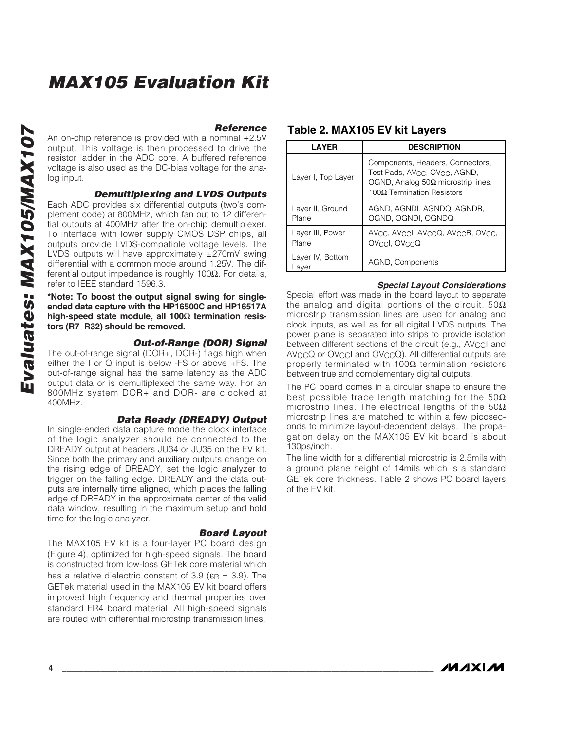### Reference

An on-chip reference is provided with a nominal +2.5V output. This voltage is then processed to drive the resistor ladder in the ADC core. A buffered reference voltage is also used as the DC-bias voltage for the analog input.

### Demultiplexing and LVDS Outputs

Each ADC provides six differential outputs (two's complement code) at 800MHz, which fan out to 12 differential outputs at 400MHz after the on-chip demultiplexer. To interface with lower supply CMOS DSP chips, all outputs provide LVDS-compatible voltage levels. The LVDS outputs will have approximately ±270mV swing differential with a common mode around 1.25V. The differential output impedance is roughly 100Ω. For details, refer to IEEE standard 1596.3.

**\*Note: To boost the output signal swing for single-ended data capture with the HP16500C and HP16517A high-speed state module, all 100Ω termination resistors (R7–R32) should be removed.**

### Out-of-Range (DOR) Signal

The out-of-range signal (DOR+, DOR-) flags high when either the I or Q input is below -FS or above +FS. The out-of-range signal has the same latency as the ADC output data or is demultiplexed the same way. For an 800MHz system DOR+ and DOR- are clocked at 400MHz.

### Data Ready (DREADY) Output

In single-ended data capture mode the clock interface of the logic analyzer should be connected to the DREADY output at headers JU34 or JU35 on the EV kit. Since both the primary and auxiliary outputs change on the rising edge of DREADY, set the logic analyzer to trigger on the falling edge. DREADY and the data outputs are internally time aligned, which places the falling edge of DREADY in the approximate center of the valid data window, resulting in the maximum setup and hold time for the logic analyzer.

### Board Layout

The MAX105 EV kit is a four-layer PC board design (Figure 4), optimized for high-speed signals. The board is constructed from low-loss GETek core material which has a relative dielectric constant of 3.9 ($\varepsilon_R$ = 3.9). The GETek material used in the MAX105 EV kit board offers improved high frequency and thermal properties over standard FR4 board material. All high-speed signals are routed with differential microstrip transmission lines.

## Table 2. MAX105 EV kit Layers

| LAYER | DESCRIPTION |
|---|---|
| Layer I, Top Layer | Components, Headers, Connectors, Test Pads, $AV_{CC}$, $OV_{CC}$, AGND, OGND, Analog 50Ω microstrip lines. 100Ω Termination Resistors |
| Layer II, Ground Plane | AGND, AGNDI, AGNDQ, AGNDR, OGND, OGNDI, OGNDQ |
| Layer III, Power Plane | $AV_{CC}$, $AV_{CC}I$, $AV_{CC}Q$, $AV_{CC}R$, $OV_{CC}$, $OV_{CC}I$, $OV_{CC}Q$ |
| Layer IV, Bottom Layer | AGND, Components |

### Special Layout Considerations

Special effort was made in the board layout to separate the analog and digital portions of the circuit. 50Ω microstrip transmission lines are used for analog and clock inputs, as well as for all digital LVDS outputs. The power plane is separated into strips to provide isolation between different sections of the circuit (e.g., $AV_{CC}I$ and $AV_{CC}Q$ or $OV_{CC}I$ and $OV_{CC}Q$). All differential outputs are properly terminated with 100Ω termination resistors between true and complementary digital outputs.

The PC board comes in a circular shape to ensure the best possible trace length matching for the 50Ω microstrip lines. The electrical lengths of the 50Ω microstrip lines are matched to within a few picoseconds to minimize layout-dependent delays. The propagation delay on the MAX105 EV kit board is about 130ps/inch.

The line width for a differential microstrip is 2.5mils with a ground plane height of 14mils which is a standard GETek core thickness. Table 2 shows PC board layers of the EV kit.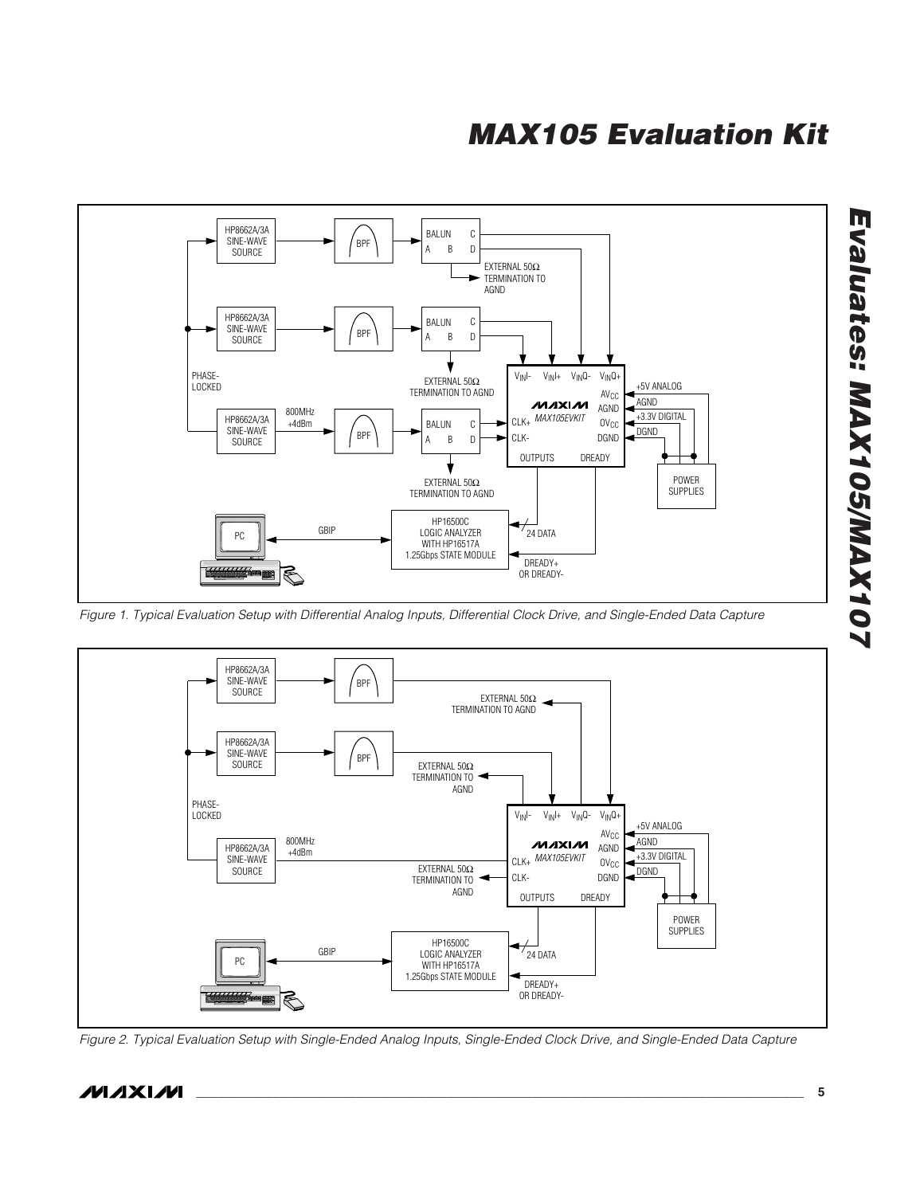Figure 1. Typical Evaluation Setup with Differential Analog Inputs, Differential Clock Drive, and Single-Ended Data Capture

Figure 2. Typical Evaluation Setup with Single-Ended Analog Inputs, Single-Ended Clock Drive, and Single-Ended Data Capture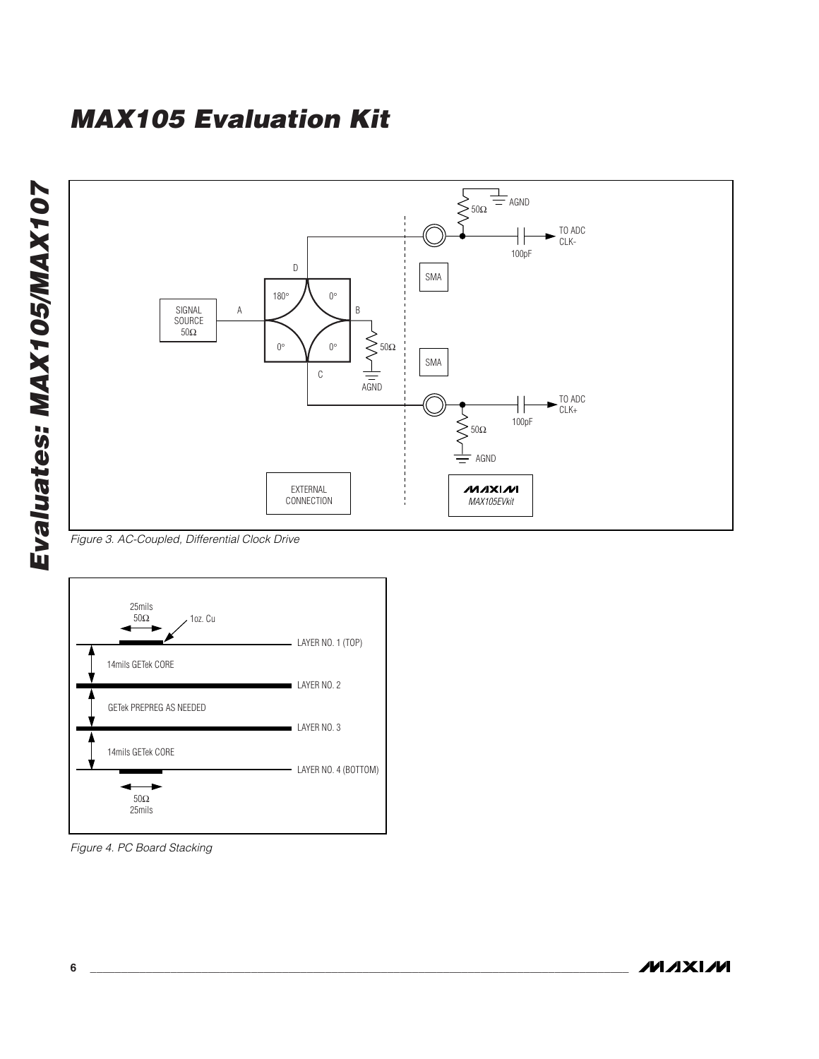# MAX105 Evaluation Kit

SIGNAL SOURCE 50Ω

A

B

C

D

180°

0°

0°

0°

50Ω

AGND

SMA

SMA

50Ω

AGND

TO ADC CLK-

100pF

TO ADC CLK+

100pF

50Ω

AGND

EXTERNAL CONNECTION

MAXIM MAX105EVkit

Figure 3. AC-Coupled, Differential Clock Drive

25mils 50Ω

1oz. Cu

LAYER NO. 1 (TOP)

14mils GETek CORE

LAYER NO. 2

GETek PREPREG AS NEEDED

LAYER NO. 3

14mils GETek CORE

LAYER NO. 4 (BOTTOM)

50Ω 25mils

Figure 4. PC Board Stacking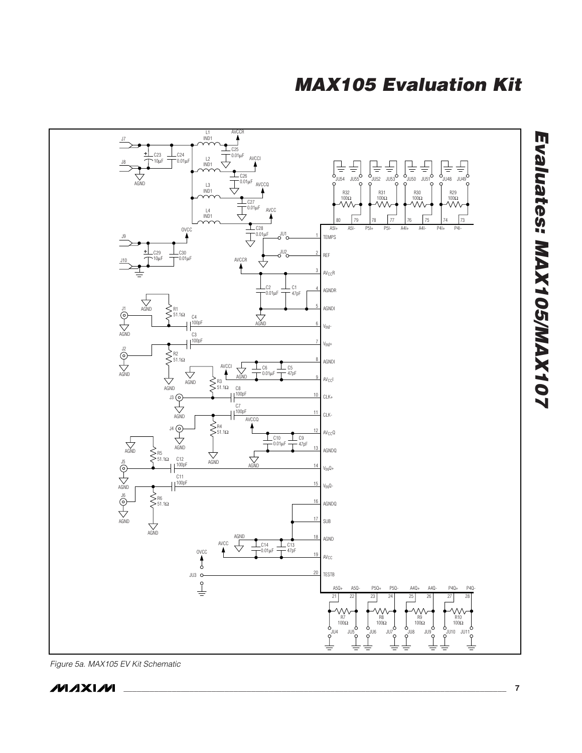Figure 5a. MAX105 EV Kit Schematic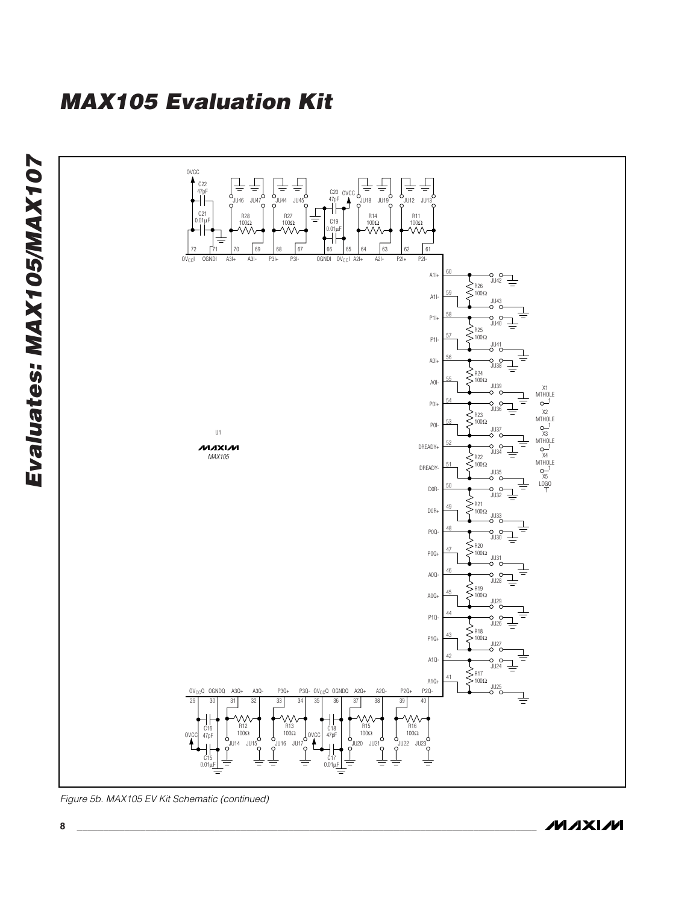# MAX105 Evaluation Kit

## Evaluates: MAX105/MAX107

Figure 5b. MAX105 EV Kit Schematic (continued)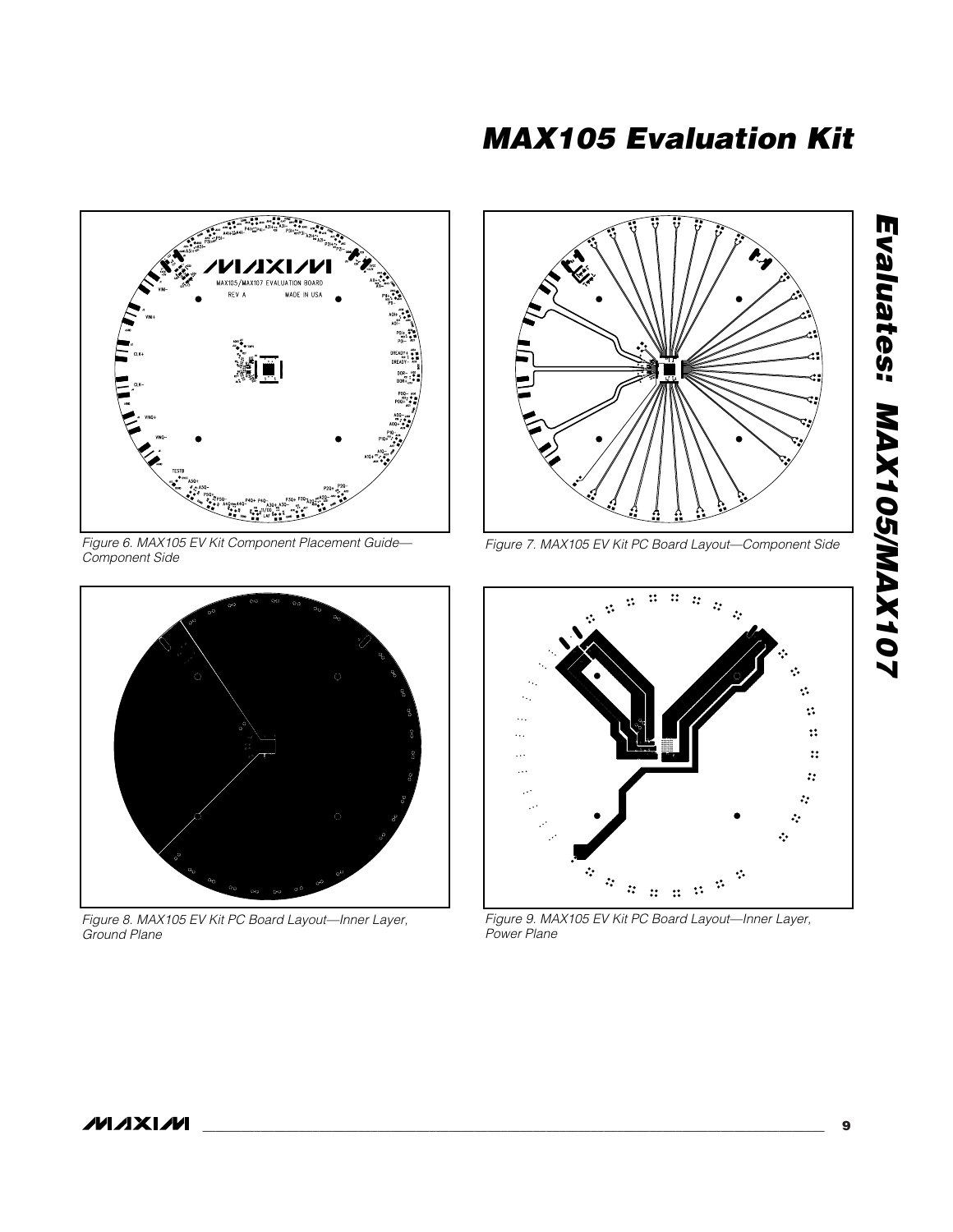Figure 6. MAX105 EV Kit Component Placement Guide—Component Side

Figure 7. MAX105 EV Kit PC Board Layout—Component Side

Figure 8. MAX105 EV Kit PC Board Layout—Inner Layer, Ground Plane

Figure 9. MAX105 EV Kit PC Board Layout—Inner Layer, Power Plane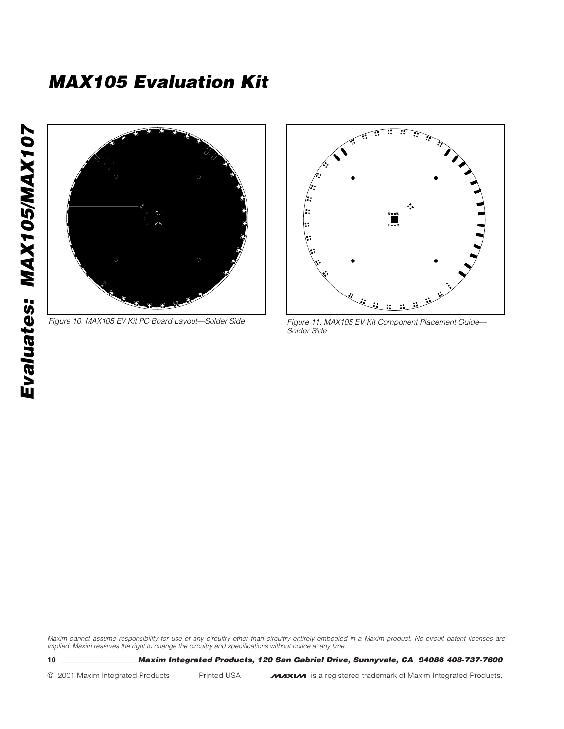# MAX105 Evaluation Kit

Figure 10. MAX105 EV Kit PC Board Layout—Solder Side

Figure 11. MAX105 EV Kit Component Placement Guide—Solder Side

*Maxim cannot assume responsibility for use of any circuitry other than circuitry entirely embodied in a Maxim product. No circuit patent licenses are implied. Maxim reserves the right to change the circuitry and specifications without notice at any time.*

***Maxim Integrated Products, 120 San Gabriel Drive, Sunnyvale, CA 94086 408-737-7600***

© 2001 Maxim Integrated Products Printed USA **MAXIM** is a registered trademark of Maxim Integrated Products.